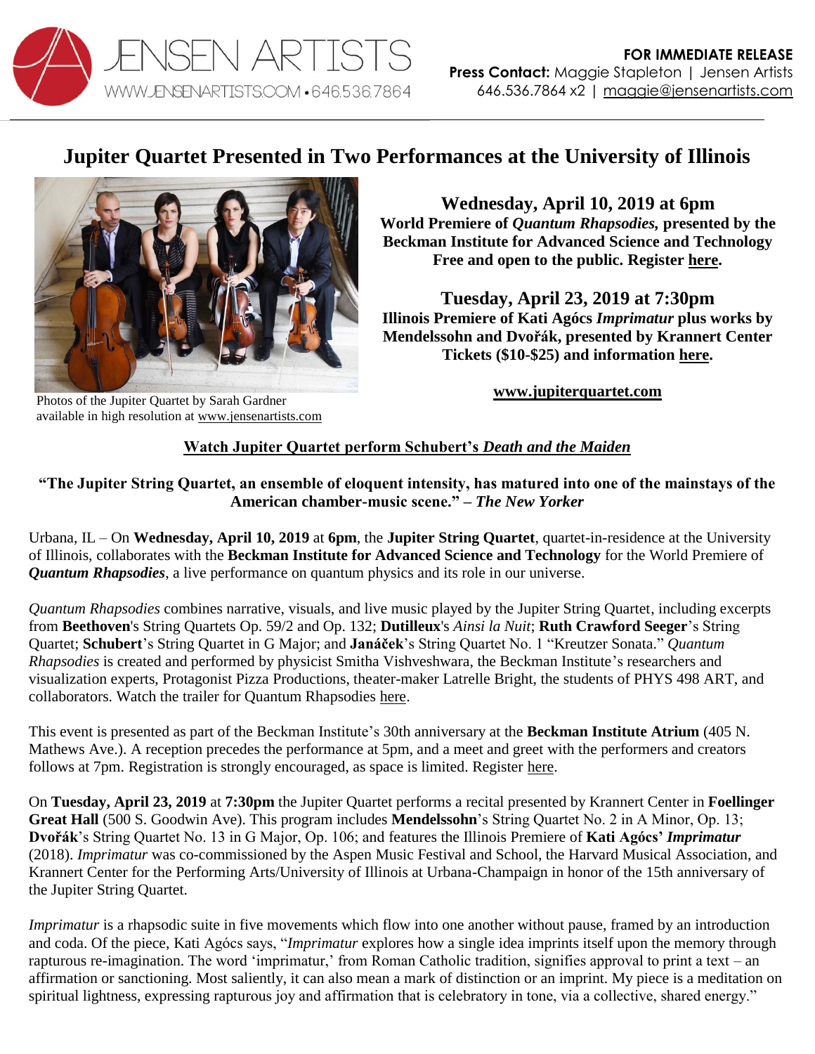JENSEN ARTISTS
WWW.JENSENARTISTS.COM • 646.536.7864

**FOR IMMEDIATE RELEASE**
**Press Contact:** Maggie Stapleton | Jensen Artists
646.536.7864 x2 | maggie@jensenartists.com

# Jupiter Quartet Presented in Two Performances at the University of Illinois

Photos of the Jupiter Quartet by Sarah Gardner available in high resolution at www.jensenartists.com

**Wednesday, April 10, 2019 at 6pm**
**World Premiere of *Quantum Rhapsodies,* presented by the Beckman Institute for Advanced Science and Technology**
**Free and open to the public. Register here.**

**Tuesday, April 23, 2019 at 7:30pm**
**Illinois Premiere of Kati Agócs *Imprimatur* plus works by Mendelssohn and Dvořák, presented by Krannert Center**
**Tickets ($10-$25) and information here.**

**www.jupiterquartet.com**

**Watch Jupiter Quartet perform Schubert's *Death and the Maiden***

**"The Jupiter String Quartet, an ensemble of eloquent intensity, has matured into one of the mainstays of the American chamber-music scene." – *The New Yorker***

Urbana, IL – On **Wednesday, April 10, 2019** at **6pm**, the **Jupiter String Quartet**, quartet-in-residence at the University of Illinois, collaborates with the **Beckman Institute for Advanced Science and Technology** for the World Premiere of ***Quantum Rhapsodies***, a live performance on quantum physics and its role in our universe.

*Quantum Rhapsodies* combines narrative, visuals, and live music played by the Jupiter String Quartet, including excerpts from **Beethoven**'s String Quartets Op. 59/2 and Op. 132; **Dutilleux**'s *Ainsi la Nuit*; **Ruth Crawford Seeger**'s String Quartet; **Schubert**'s String Quartet in G Major; and **Janáček**'s String Quartet No. 1 "Kreutzer Sonata." *Quantum Rhapsodies* is created and performed by physicist Smitha Vishveshwara, the Beckman Institute's researchers and visualization experts, Protagonist Pizza Productions, theater-maker Latrelle Bright, the students of PHYS 498 ART, and collaborators. Watch the trailer for Quantum Rhapsodies here.

This event is presented as part of the Beckman Institute's 30th anniversary at the **Beckman Institute Atrium** (405 N. Mathews Ave.). A reception precedes the performance at 5pm, and a meet and greet with the performers and creators follows at 7pm. Registration is strongly encouraged, as space is limited. Register here.

On **Tuesday, April 23, 2019** at **7:30pm** the Jupiter Quartet performs a recital presented by Krannert Center in **Foellinger Great Hall** (500 S. Goodwin Ave). This program includes **Mendelssohn**'s String Quartet No. 2 in A Minor, Op. 13; **Dvořák**'s String Quartet No. 13 in G Major, Op. 106; and features the Illinois Premiere of **Kati Agócs' *Imprimatur*** (2018). *Imprimatur* was co-commissioned by the Aspen Music Festival and School, the Harvard Musical Association, and Krannert Center for the Performing Arts/University of Illinois at Urbana-Champaign in honor of the 15th anniversary of the Jupiter String Quartet.

*Imprimatur* is a rhapsodic suite in five movements which flow into one another without pause, framed by an introduction and coda. Of the piece, Kati Agócs says, "*Imprimatur* explores how a single idea imprints itself upon the memory through rapturous re-imagination. The word 'imprimatur,' from Roman Catholic tradition, signifies approval to print a text – an affirmation or sanctioning. Most saliently, it can also mean a mark of distinction or an imprint. My piece is a meditation on spiritual lightness, expressing rapturous joy and affirmation that is celebratory in tone, via a collective, shared energy."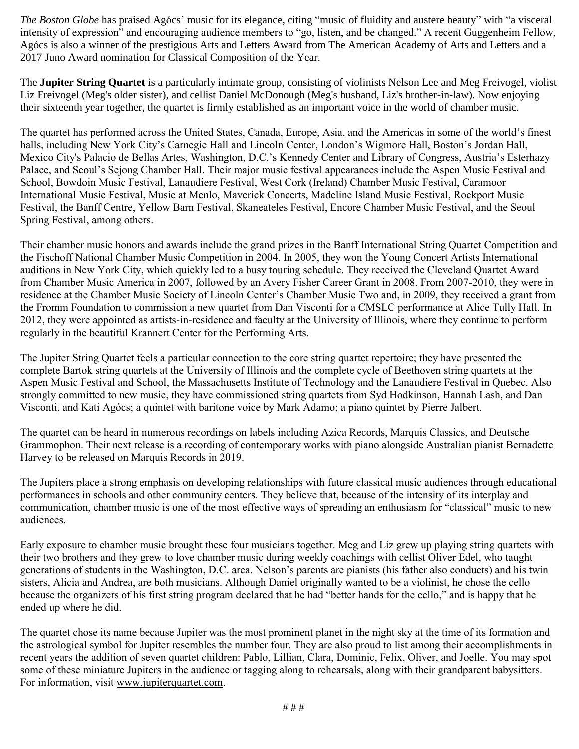*The Boston Globe* has praised Agócs' music for its elegance, citing "music of fluidity and austere beauty" with "a visceral intensity of expression" and encouraging audience members to "go, listen, and be changed." A recent Guggenheim Fellow, Agócs is also a winner of the prestigious Arts and Letters Award from The American Academy of Arts and Letters and a 2017 Juno Award nomination for Classical Composition of the Year.

The **Jupiter String Quartet** is a particularly intimate group, consisting of violinists Nelson Lee and Meg Freivogel, violist Liz Freivogel (Meg's older sister), and cellist Daniel McDonough (Meg's husband, Liz's brother-in-law). Now enjoying their sixteenth year together, the quartet is firmly established as an important voice in the world of chamber music.

The quartet has performed across the United States, Canada, Europe, Asia, and the Americas in some of the world's finest halls, including New York City's Carnegie Hall and Lincoln Center, London's Wigmore Hall, Boston's Jordan Hall, Mexico City's Palacio de Bellas Artes, Washington, D.C.'s Kennedy Center and Library of Congress, Austria's Esterhazy Palace, and Seoul's Sejong Chamber Hall. Their major music festival appearances include the Aspen Music Festival and School, Bowdoin Music Festival, Lanaudiere Festival, West Cork (Ireland) Chamber Music Festival, Caramoor International Music Festival, Music at Menlo, Maverick Concerts, Madeline Island Music Festival, Rockport Music Festival, the Banff Centre, Yellow Barn Festival, Skaneateles Festival, Encore Chamber Music Festival, and the Seoul Spring Festival, among others.

Their chamber music honors and awards include the grand prizes in the Banff International String Quartet Competition and the Fischoff National Chamber Music Competition in 2004. In 2005, they won the Young Concert Artists International auditions in New York City, which quickly led to a busy touring schedule. They received the Cleveland Quartet Award from Chamber Music America in 2007, followed by an Avery Fisher Career Grant in 2008. From 2007-2010, they were in residence at the Chamber Music Society of Lincoln Center's Chamber Music Two and, in 2009, they received a grant from the Fromm Foundation to commission a new quartet from Dan Visconti for a CMSLC performance at Alice Tully Hall. In 2012, they were appointed as artists-in-residence and faculty at the University of Illinois, where they continue to perform regularly in the beautiful Krannert Center for the Performing Arts.

The Jupiter String Quartet feels a particular connection to the core string quartet repertoire; they have presented the complete Bartok string quartets at the University of Illinois and the complete cycle of Beethoven string quartets at the Aspen Music Festival and School, the Massachusetts Institute of Technology and the Lanaudiere Festival in Quebec. Also strongly committed to new music, they have commissioned string quartets from Syd Hodkinson, Hannah Lash, and Dan Visconti, and Kati Agócs; a quintet with baritone voice by Mark Adamo; a piano quintet by Pierre Jalbert.

The quartet can be heard in numerous recordings on labels including Azica Records, Marquis Classics, and Deutsche Grammophon. Their next release is a recording of contemporary works with piano alongside Australian pianist Bernadette Harvey to be released on Marquis Records in 2019.

The Jupiters place a strong emphasis on developing relationships with future classical music audiences through educational performances in schools and other community centers. They believe that, because of the intensity of its interplay and communication, chamber music is one of the most effective ways of spreading an enthusiasm for "classical" music to new audiences.

Early exposure to chamber music brought these four musicians together. Meg and Liz grew up playing string quartets with their two brothers and they grew to love chamber music during weekly coachings with cellist Oliver Edel, who taught generations of students in the Washington, D.C. area. Nelson's parents are pianists (his father also conducts) and his twin sisters, Alicia and Andrea, are both musicians. Although Daniel originally wanted to be a violinist, he chose the cello because the organizers of his first string program declared that he had "better hands for the cello," and is happy that he ended up where he did.

The quartet chose its name because Jupiter was the most prominent planet in the night sky at the time of its formation and the astrological symbol for Jupiter resembles the number four. They are also proud to list among their accomplishments in recent years the addition of seven quartet children: Pablo, Lillian, Clara, Dominic, Felix, Oliver, and Joelle. You may spot some of these miniature Jupiters in the audience or tagging along to rehearsals, along with their grandparent babysitters. For information, visit www.jupiterquartet.com.

# # #